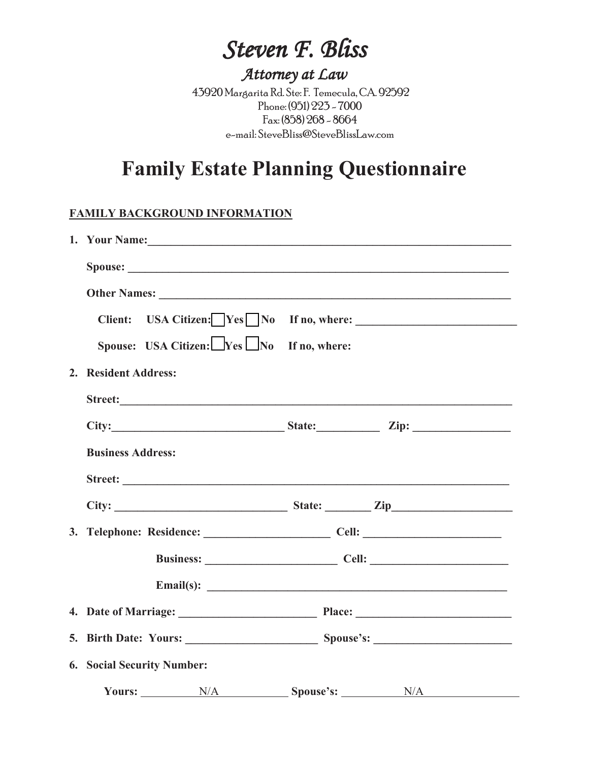# *Steven F. Bliss*

## *Attorney at Law*

43920 Margarita Rd. Ste: F. Temecula, CA. 92592
Phone: (951) 223 - 7000
Fax: (858) 268 - 8664
e-mail: SteveBliss@SteveBlissLaw.com

# Family Estate Planning Questionnaire

**FAMILY BACKGROUND INFORMATION**

**1. Your Name:**_______________________________________________________________

**Spouse:** _______________________________________________________________

**Other Names:** _______________________________________________________________

**Client: USA Citizen:** ☐ **Yes** ☐ **No** **If no, where:** ___________________________

**Spouse: USA Citizen:** ☐ **Yes** ☐ **No** **If no, where:**

**2. Resident Address:**

**Street:**_______________________________________________________________

**City:**_____________________________ **State:**__________ **Zip:** ________________

**Business Address:**

**Street:** _______________________________________________________________

**City:** _____________________________ **State:** _______ **Zip**____________________

**3. Telephone: Residence:** _____________________ **Cell:** _______________________

**Business:** ______________________ **Cell:** _______________________

**Email(s):** ___________________________________________________

**4. Date of Marriage:** _______________________ **Place:** ___________________________

**5. Birth Date: Yours:** ______________________ **Spouse's:** _______________________

**6. Social Security Number:**

**Yours:** N/A **Spouse's:** N/A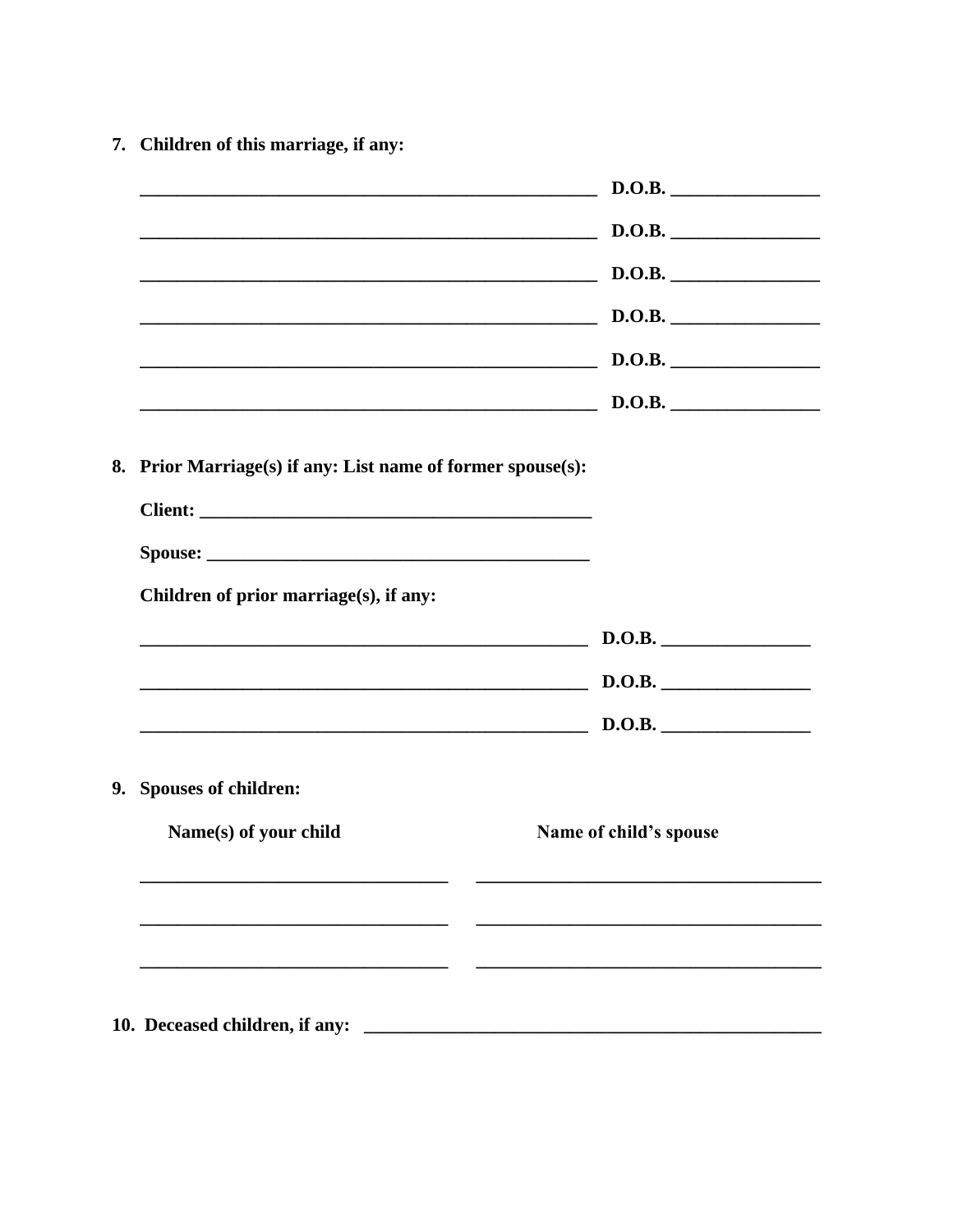**7. Children of this marriage, if any:**

\_\_\_\_\_\_\_\_\_\_\_\_\_\_\_\_\_\_\_\_\_\_\_\_\_\_\_\_\_\_\_\_\_\_\_\_\_\_\_\_\_\_\_\_\_\_\_\_ **D.O.B.** \_\_\_\_\_\_\_\_\_\_\_\_\_\_\_\_

\_\_\_\_\_\_\_\_\_\_\_\_\_\_\_\_\_\_\_\_\_\_\_\_\_\_\_\_\_\_\_\_\_\_\_\_\_\_\_\_\_\_\_\_\_\_\_\_ **D.O.B.** \_\_\_\_\_\_\_\_\_\_\_\_\_\_\_\_

\_\_\_\_\_\_\_\_\_\_\_\_\_\_\_\_\_\_\_\_\_\_\_\_\_\_\_\_\_\_\_\_\_\_\_\_\_\_\_\_\_\_\_\_\_\_\_\_ **D.O.B.** \_\_\_\_\_\_\_\_\_\_\_\_\_\_\_\_

\_\_\_\_\_\_\_\_\_\_\_\_\_\_\_\_\_\_\_\_\_\_\_\_\_\_\_\_\_\_\_\_\_\_\_\_\_\_\_\_\_\_\_\_\_\_\_\_ **D.O.B.** \_\_\_\_\_\_\_\_\_\_\_\_\_\_\_\_

\_\_\_\_\_\_\_\_\_\_\_\_\_\_\_\_\_\_\_\_\_\_\_\_\_\_\_\_\_\_\_\_\_\_\_\_\_\_\_\_\_\_\_\_\_\_\_\_ **D.O.B.** \_\_\_\_\_\_\_\_\_\_\_\_\_\_\_\_

\_\_\_\_\_\_\_\_\_\_\_\_\_\_\_\_\_\_\_\_\_\_\_\_\_\_\_\_\_\_\_\_\_\_\_\_\_\_\_\_\_\_\_\_\_\_\_\_ **D.O.B.** \_\_\_\_\_\_\_\_\_\_\_\_\_\_\_\_

**8. Prior Marriage(s) if any: List name of former spouse(s):**

**Client:** \_\_\_\_\_\_\_\_\_\_\_\_\_\_\_\_\_\_\_\_\_\_\_\_\_\_\_\_\_\_\_\_\_\_\_\_\_\_\_\_\_\_

**Spouse:** \_\_\_\_\_\_\_\_\_\_\_\_\_\_\_\_\_\_\_\_\_\_\_\_\_\_\_\_\_\_\_\_\_\_\_\_\_\_\_\_\_

**Children of prior marriage(s), if any:**

\_\_\_\_\_\_\_\_\_\_\_\_\_\_\_\_\_\_\_\_\_\_\_\_\_\_\_\_\_\_\_\_\_\_\_\_\_\_\_\_\_\_\_\_\_\_\_\_ **D.O.B.** \_\_\_\_\_\_\_\_\_\_\_\_\_\_\_\_

\_\_\_\_\_\_\_\_\_\_\_\_\_\_\_\_\_\_\_\_\_\_\_\_\_\_\_\_\_\_\_\_\_\_\_\_\_\_\_\_\_\_\_\_\_\_\_\_ **D.O.B.** \_\_\_\_\_\_\_\_\_\_\_\_\_\_\_\_

\_\_\_\_\_\_\_\_\_\_\_\_\_\_\_\_\_\_\_\_\_\_\_\_\_\_\_\_\_\_\_\_\_\_\_\_\_\_\_\_\_\_\_\_\_\_\_\_ **D.O.B.** \_\_\_\_\_\_\_\_\_\_\_\_\_\_\_\_

**9. Spouses of children:**

| **Name(s) of your child** | **Name of child's spouse** |
| --- | --- |
| | |
| | |
| | |

**10. Deceased children, if any:** \_\_\_\_\_\_\_\_\_\_\_\_\_\_\_\_\_\_\_\_\_\_\_\_\_\_\_\_\_\_\_\_\_\_\_\_\_\_\_\_\_\_\_\_\_\_\_\_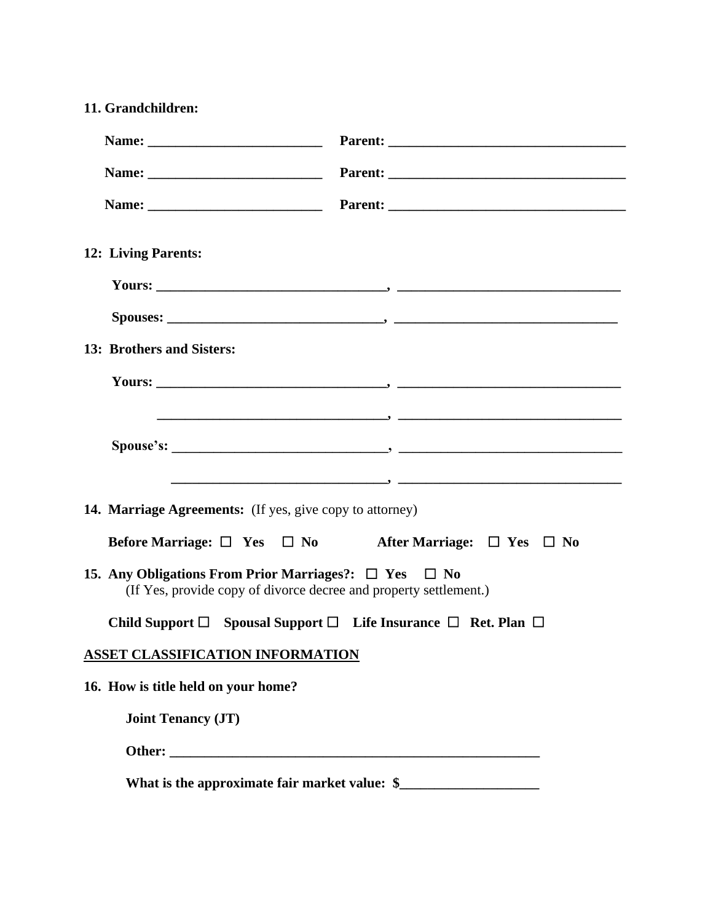**11. Grandchildren:**

**Name: \_\_\_\_\_\_\_\_\_\_\_\_\_\_\_\_\_\_\_\_\_\_\_\_\_ Parent: \_\_\_\_\_\_\_\_\_\_\_\_\_\_\_\_\_\_\_\_\_\_\_\_\_\_\_\_\_\_\_\_\_\_\_**

**Name: \_\_\_\_\_\_\_\_\_\_\_\_\_\_\_\_\_\_\_\_\_\_\_\_\_ Parent: \_\_\_\_\_\_\_\_\_\_\_\_\_\_\_\_\_\_\_\_\_\_\_\_\_\_\_\_\_\_\_\_\_\_\_**

**Name: \_\_\_\_\_\_\_\_\_\_\_\_\_\_\_\_\_\_\_\_\_\_\_\_\_ Parent: \_\_\_\_\_\_\_\_\_\_\_\_\_\_\_\_\_\_\_\_\_\_\_\_\_\_\_\_\_\_\_\_\_\_\_**

**12: Living Parents:**

**Yours: \_\_\_\_\_\_\_\_\_\_\_\_\_\_\_\_\_\_\_\_\_\_\_\_\_\_\_\_\_\_\_\_\_, \_\_\_\_\_\_\_\_\_\_\_\_\_\_\_\_\_\_\_\_\_\_\_\_\_\_\_\_\_\_\_\_**

**Spouses: \_\_\_\_\_\_\_\_\_\_\_\_\_\_\_\_\_\_\_\_\_\_\_\_\_\_\_\_\_\_\_, \_\_\_\_\_\_\_\_\_\_\_\_\_\_\_\_\_\_\_\_\_\_\_\_\_\_\_\_\_\_\_\_**

**13: Brothers and Sisters:**

**Yours: \_\_\_\_\_\_\_\_\_\_\_\_\_\_\_\_\_\_\_\_\_\_\_\_\_\_\_\_\_\_\_\_\_, \_\_\_\_\_\_\_\_\_\_\_\_\_\_\_\_\_\_\_\_\_\_\_\_\_\_\_\_\_\_\_\_**

**\_\_\_\_\_\_\_\_\_\_\_\_\_\_\_\_\_\_\_\_\_\_\_\_\_\_\_\_\_\_\_\_\_, \_\_\_\_\_\_\_\_\_\_\_\_\_\_\_\_\_\_\_\_\_\_\_\_\_\_\_\_\_\_\_\_**

**Spouse's: \_\_\_\_\_\_\_\_\_\_\_\_\_\_\_\_\_\_\_\_\_\_\_\_\_\_\_\_\_\_\_, \_\_\_\_\_\_\_\_\_\_\_\_\_\_\_\_\_\_\_\_\_\_\_\_\_\_\_\_\_\_\_\_**

**\_\_\_\_\_\_\_\_\_\_\_\_\_\_\_\_\_\_\_\_\_\_\_\_\_\_\_\_\_\_\_, \_\_\_\_\_\_\_\_\_\_\_\_\_\_\_\_\_\_\_\_\_\_\_\_\_\_\_\_\_\_\_\_**

**14. Marriage Agreements:** (If yes, give copy to attorney)

**Before Marriage: ☐ Yes ☐ No After Marriage: ☐ Yes ☐ No**

**15. Any Obligations From Prior Marriages?: ☐ Yes ☐ No**
(If Yes, provide copy of divorce decree and property settlement.)

**Child Support ☐ Spousal Support ☐ Life Insurance ☐ Ret. Plan ☐**

**ASSET CLASSIFICATION INFORMATION**

**16. How is title held on your home?**

**Joint Tenancy (JT)**

**Other: \_\_\_\_\_\_\_\_\_\_\_\_\_\_\_\_\_\_\_\_\_\_\_\_\_\_\_\_\_\_\_\_\_\_\_\_\_\_\_\_\_\_\_\_\_\_\_\_\_\_\_\_\_\_**

**What is the approximate fair market value: $\_\_\_\_\_\_\_\_\_\_\_\_\_\_\_\_\_\_\_\_**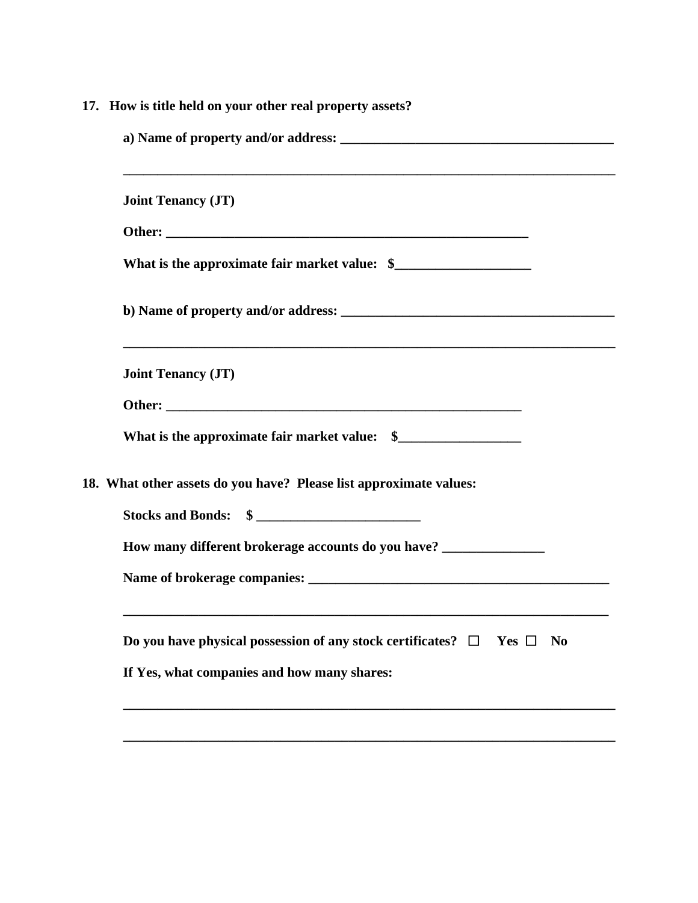**17. How is title held on your other real property assets?**

**a) Name of property and/or address: ________________________________________**

**__________________________________________________________________________**

**Joint Tenancy (JT)**

**Other: _____________________________________________________**

**What is the approximate fair market value: $___________________**

**b) Name of property and/or address: ________________________________________**

**__________________________________________________________________________**

**Joint Tenancy (JT)**

**Other: ____________________________________________________**

**What is the approximate fair market value: $_________________**

**18. What other assets do you have? Please list approximate values:**

**Stocks and Bonds: $ ________________________**

**How many different brokerage accounts do you have? _______________**

**Name of brokerage companies: ____________________________________________**

**_________________________________________________________________________**

**Do you have physical possession of any stock certificates? ☐ Yes ☐ No**

**If Yes, what companies and how many shares:**

**__________________________________________________________________________**

**__________________________________________________________________________**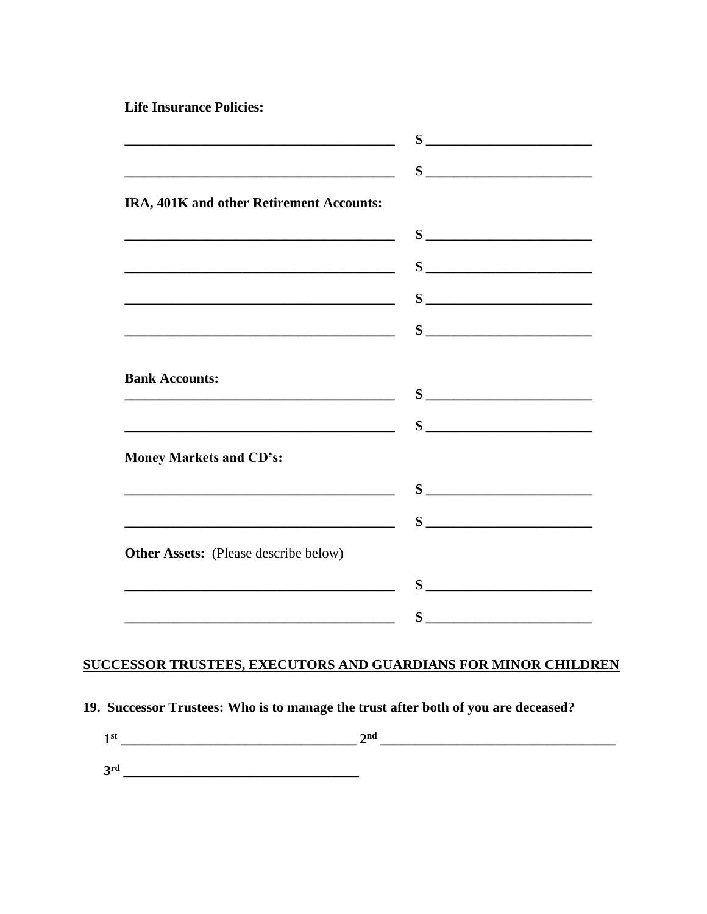**Life Insurance Policies:**

| | |
|---|---|
| ________________________________________ | $ ________________________ |
| ________________________________________ | $ ________________________ |

**IRA, 401K and other Retirement Accounts:**

| | |
|---|---|
| ________________________________________ | $ ________________________ |
| ________________________________________ | $ ________________________ |
| ________________________________________ | $ ________________________ |
| ________________________________________ | $ ________________________ |

**Bank Accounts:**

| | |
|---|---|
| ________________________________________ | $ ________________________ |
| ________________________________________ | $ ________________________ |

**Money Markets and CD's:**

| | |
|---|---|
| ________________________________________ | $ ________________________ |
| ________________________________________ | $ ________________________ |

**Other Assets:** (Please describe below)

| | |
|---|---|
| ________________________________________ | $ ________________________ |
| ________________________________________ | $ ________________________ |

## SUCCESSOR TRUSTEES, EXECUTORS AND GUARDIANS FOR MINOR CHILDREN

**19. Successor Trustees: Who is to manage the trust after both of you are deceased?**

**1st** __________________________________ **2nd** __________________________________

**3rd** __________________________________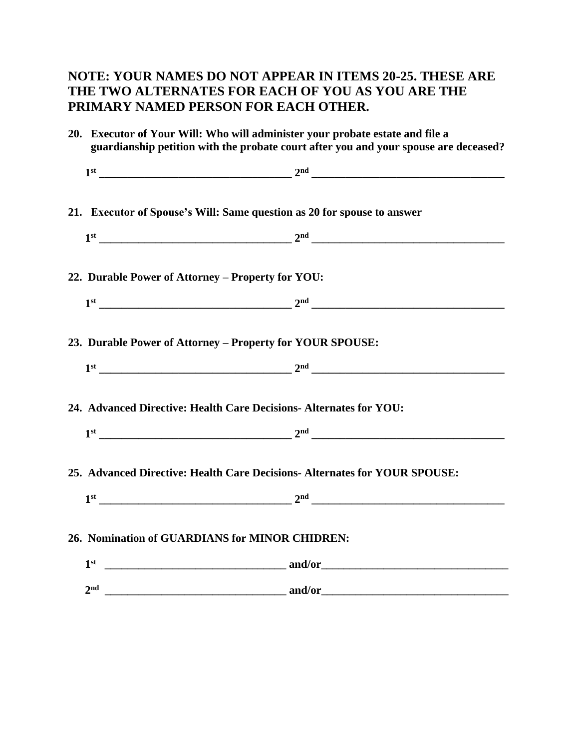**NOTE: YOUR NAMES DO NOT APPEAR IN ITEMS 20-25. THESE ARE THE TWO ALTERNATES FOR EACH OF YOU AS YOU ARE THE PRIMARY NAMED PERSON FOR EACH OTHER.**

**20. Executor of Your Will: Who will administer your probate estate and file a guardianship petition with the probate court after you and your spouse are deceased?**

**1st ________________________________ 2nd ________________________________**

**21. Executor of Spouse's Will: Same question as 20 for spouse to answer**

**1st ________________________________ 2nd ________________________________**

**22. Durable Power of Attorney – Property for YOU:**

**1st ________________________________ 2nd ________________________________**

**23. Durable Power of Attorney – Property for YOUR SPOUSE:**

**1st ________________________________ 2nd ________________________________**

**24. Advanced Directive: Health Care Decisions- Alternates for YOU:**

**1st ________________________________ 2nd ________________________________**

**25. Advanced Directive: Health Care Decisions- Alternates for YOUR SPOUSE:**

**1st ________________________________ 2nd ________________________________**

**26. Nomination of GUARDIANS for MINOR CHIDREN:**

**1st ________________________________ and/or________________________________**

**2nd ________________________________ and/or________________________________**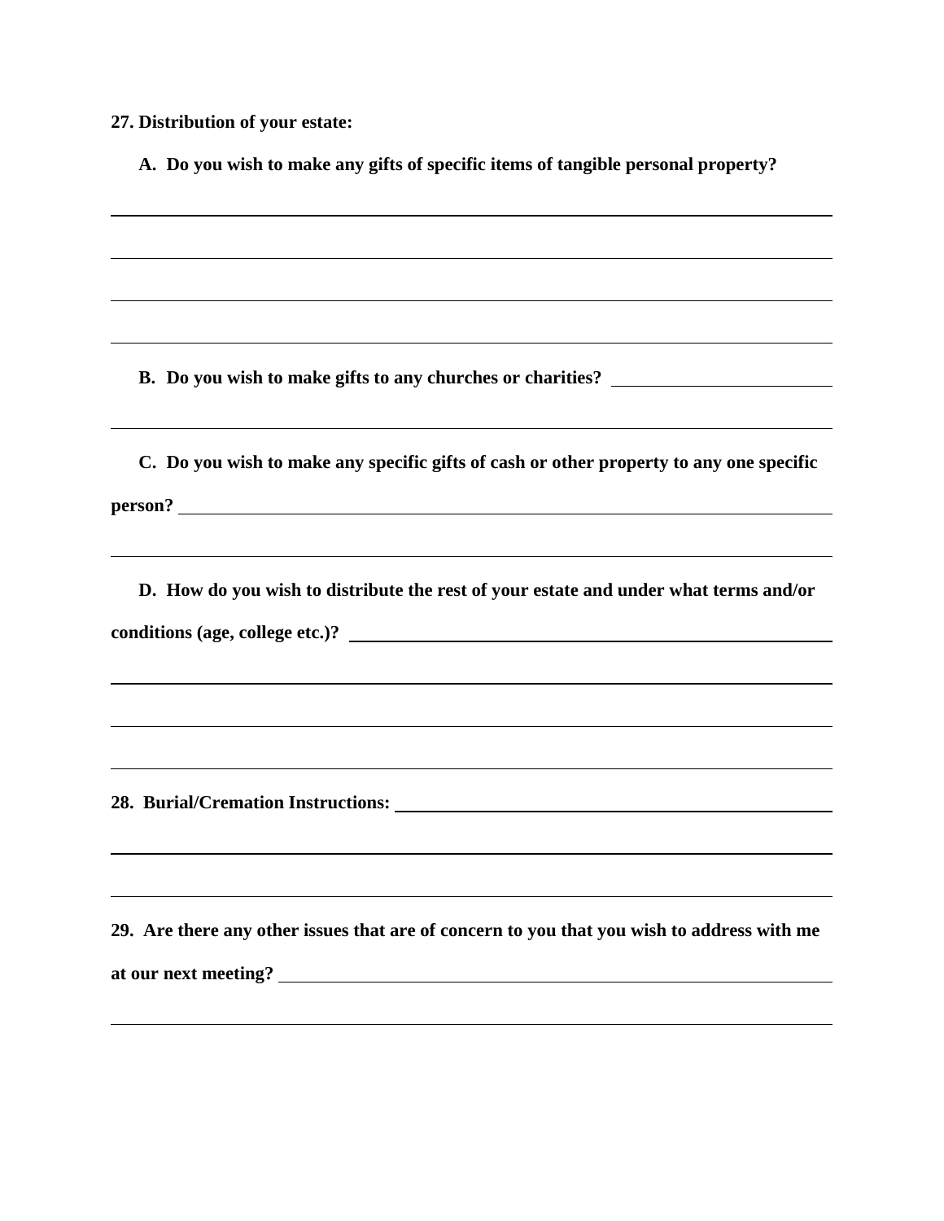**27. Distribution of your estate:**

**A. Do you wish to make any gifts of specific items of tangible personal property?**

______________________________________________________________________________

______________________________________________________________________________

______________________________________________________________________________

______________________________________________________________________________

**B. Do you wish to make gifts to any churches or charities?** ______________________

______________________________________________________________________________

**C. Do you wish to make any specific gifts of cash or other property to any one specific person?** ______________________________________________________________________

______________________________________________________________________________

**D. How do you wish to distribute the rest of your estate and under what terms and/or conditions (age, college etc.)?** ______________________________________________

______________________________________________________________________________

______________________________________________________________________________

______________________________________________________________________________

**28. Burial/Cremation Instructions:** ____________________________________________

______________________________________________________________________________

______________________________________________________________________________

**29. Are there any other issues that are of concern to you that you wish to address with me at our next meeting?** ______________________________________________________

______________________________________________________________________________